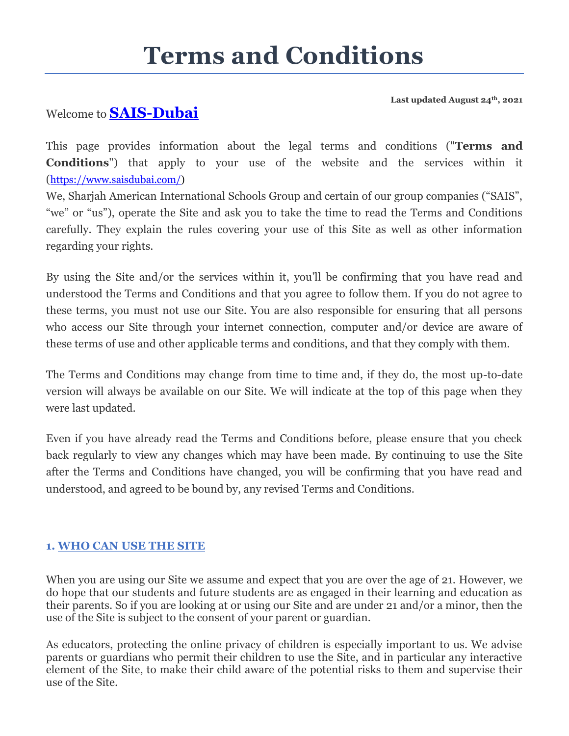# Terms and Conditions

**Last updated August 24th, 2021**

Welcome to **[SAIS-Dubai](https://www.saisdubai.com/)**

This page provides information about the legal terms and conditions ("**Terms and Conditions**") that apply to your use of the website and the services within it (https://www.saisdubai.com/)

We, Sharjah American International Schools Group and certain of our group companies ("SAIS", "we" or "us"), operate the Site and ask you to take the time to read the Terms and Conditions carefully. They explain the rules covering your use of this Site as well as other information regarding your rights.

By using the Site and/or the services within it, you'll be confirming that you have read and understood the Terms and Conditions and that you agree to follow them. If you do not agree to these terms, you must not use our Site. You are also responsible for ensuring that all persons who access our Site through your internet connection, computer and/or device are aware of these terms of use and other applicable terms and conditions, and that they comply with them.

The Terms and Conditions may change from time to time and, if they do, the most up-to-date version will always be available on our Site. We will indicate at the top of this page when they were last updated.

Even if you have already read the Terms and Conditions before, please ensure that you check back regularly to view any changes which may have been made. By continuing to use the Site after the Terms and Conditions have changed, you will be confirming that you have read and understood, and agreed to be bound by, any revised Terms and Conditions.

### 1. WHO CAN USE THE SITE

When you are using our Site we assume and expect that you are over the age of 21. However, we do hope that our students and future students are as engaged in their learning and education as their parents. So if you are looking at or using our Site and are under 21 and/or a minor, then the use of the Site is subject to the consent of your parent or guardian.

As educators, protecting the online privacy of children is especially important to us. We advise parents or guardians who permit their children to use the Site, and in particular any interactive element of the Site, to make their child aware of the potential risks to them and supervise their use of the Site.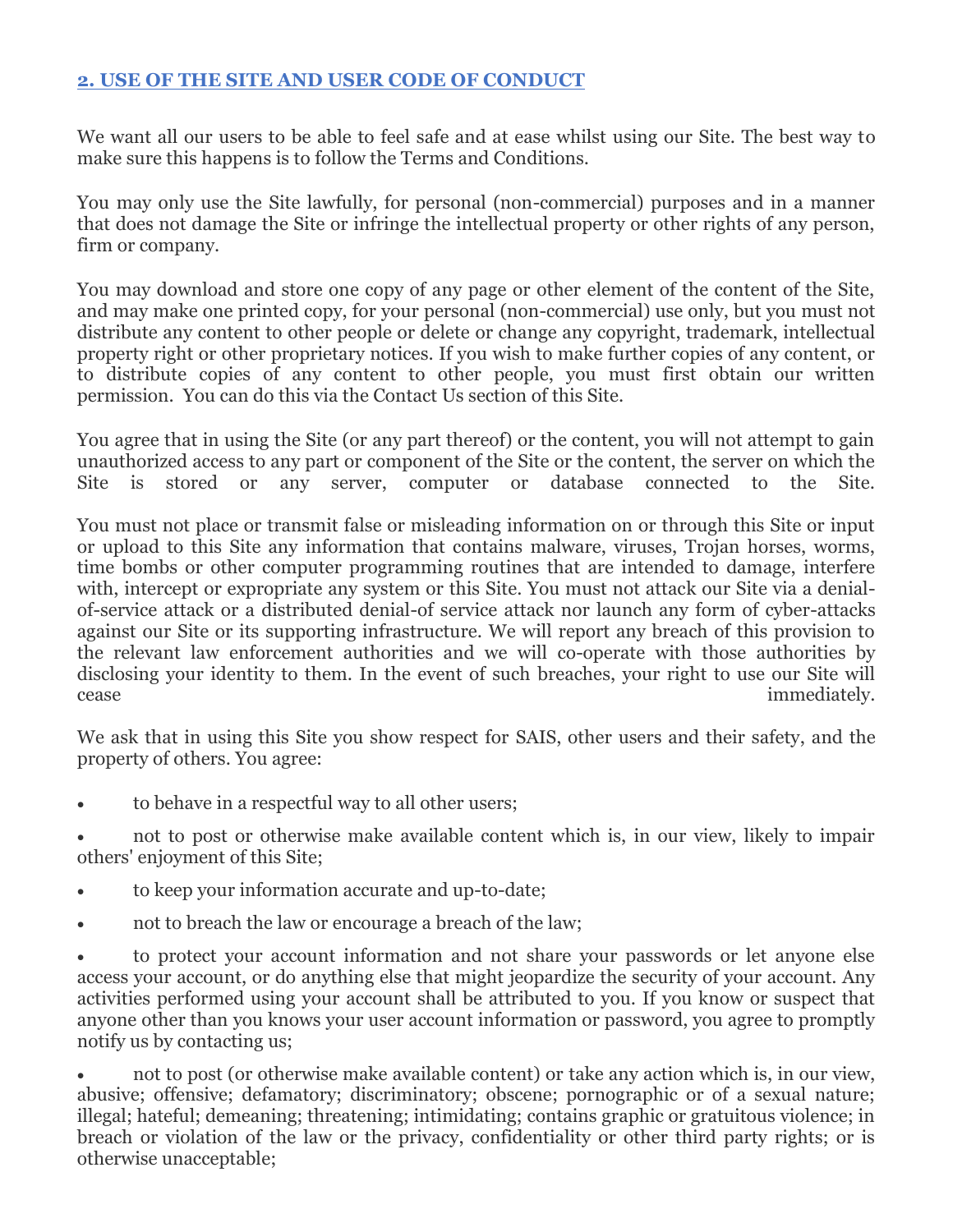## 2. USE OF THE SITE AND USER CODE OF CONDUCT

We want all our users to be able to feel safe and at ease whilst using our Site. The best way to make sure this happens is to follow the Terms and Conditions.

You may only use the Site lawfully, for personal (non-commercial) purposes and in a manner that does not damage the Site or infringe the intellectual property or other rights of any person, firm or company.

You may download and store one copy of any page or other element of the content of the Site, and may make one printed copy, for your personal (non-commercial) use only, but you must not distribute any content to other people or delete or change any copyright, trademark, intellectual property right or other proprietary notices. If you wish to make further copies of any content, or to distribute copies of any content to other people, you must first obtain our written permission. You can do this via the Contact Us section of this Site.

You agree that in using the Site (or any part thereof) or the content, you will not attempt to gain unauthorized access to any part or component of the Site or the content, the server on which the Site is stored or any server, computer or database connected to the Site.

You must not place or transmit false or misleading information on or through this Site or input or upload to this Site any information that contains malware, viruses, Trojan horses, worms, time bombs or other computer programming routines that are intended to damage, interfere with, intercept or expropriate any system or this Site. You must not attack our Site via a denial-of-service attack or a distributed denial-of service attack nor launch any form of cyber-attacks against our Site or its supporting infrastructure. We will report any breach of this provision to the relevant law enforcement authorities and we will co-operate with those authorities by disclosing your identity to them. In the event of such breaches, your right to use our Site will cease immediately.

We ask that in using this Site you show respect for SAIS, other users and their safety, and the property of others. You agree:

- to behave in a respectful way to all other users;
- not to post or otherwise make available content which is, in our view, likely to impair others' enjoyment of this Site;
- to keep your information accurate and up-to-date;
- not to breach the law or encourage a breach of the law;
- to protect your account information and not share your passwords or let anyone else access your account, or do anything else that might jeopardize the security of your account. Any activities performed using your account shall be attributed to you. If you know or suspect that anyone other than you knows your user account information or password, you agree to promptly notify us by contacting us;
- not to post (or otherwise make available content) or take any action which is, in our view, abusive; offensive; defamatory; discriminatory; obscene; pornographic or of a sexual nature; illegal; hateful; demeaning; threatening; intimidating; contains graphic or gratuitous violence; in breach or violation of the law or the privacy, confidentiality or other third party rights; or is otherwise unacceptable;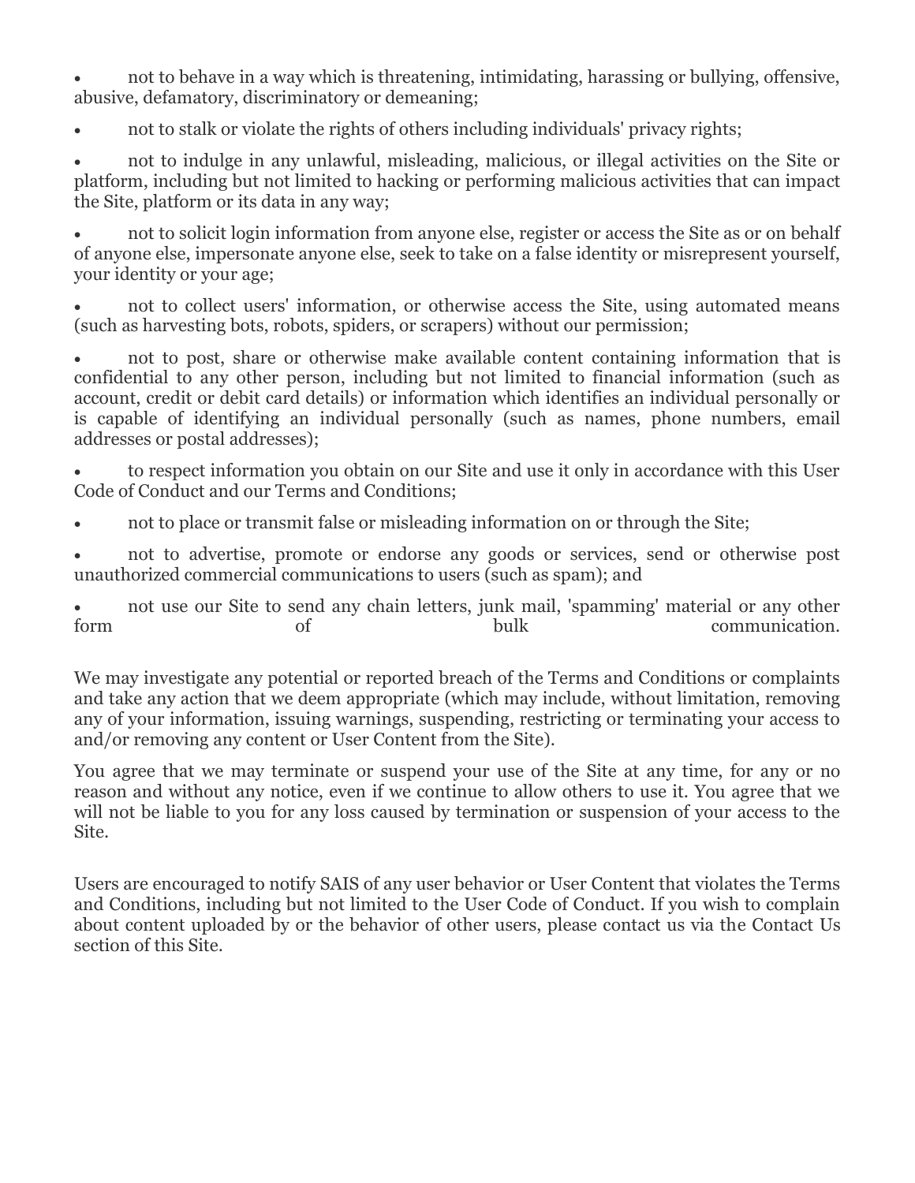- not to behave in a way which is threatening, intimidating, harassing or bullying, offensive, abusive, defamatory, discriminatory or demeaning;
- not to stalk or violate the rights of others including individuals' privacy rights;
- not to indulge in any unlawful, misleading, malicious, or illegal activities on the Site or platform, including but not limited to hacking or performing malicious activities that can impact the Site, platform or its data in any way;
- not to solicit login information from anyone else, register or access the Site as or on behalf of anyone else, impersonate anyone else, seek to take on a false identity or misrepresent yourself, your identity or your age;
- not to collect users' information, or otherwise access the Site, using automated means (such as harvesting bots, robots, spiders, or scrapers) without our permission;
- not to post, share or otherwise make available content containing information that is confidential to any other person, including but not limited to financial information (such as account, credit or debit card details) or information which identifies an individual personally or is capable of identifying an individual personally (such as names, phone numbers, email addresses or postal addresses);
- to respect information you obtain on our Site and use it only in accordance with this User Code of Conduct and our Terms and Conditions;
- not to place or transmit false or misleading information on or through the Site;
- not to advertise, promote or endorse any goods or services, send or otherwise post unauthorized commercial communications to users (such as spam); and
- not use our Site to send any chain letters, junk mail, 'spamming' material or any other form of bulk communication.

We may investigate any potential or reported breach of the Terms and Conditions or complaints and take any action that we deem appropriate (which may include, without limitation, removing any of your information, issuing warnings, suspending, restricting or terminating your access to and/or removing any content or User Content from the Site).

You agree that we may terminate or suspend your use of the Site at any time, for any or no reason and without any notice, even if we continue to allow others to use it. You agree that we will not be liable to you for any loss caused by termination or suspension of your access to the Site.

Users are encouraged to notify SAIS of any user behavior or User Content that violates the Terms and Conditions, including but not limited to the User Code of Conduct. If you wish to complain about content uploaded by or the behavior of other users, please contact us via the Contact Us section of this Site.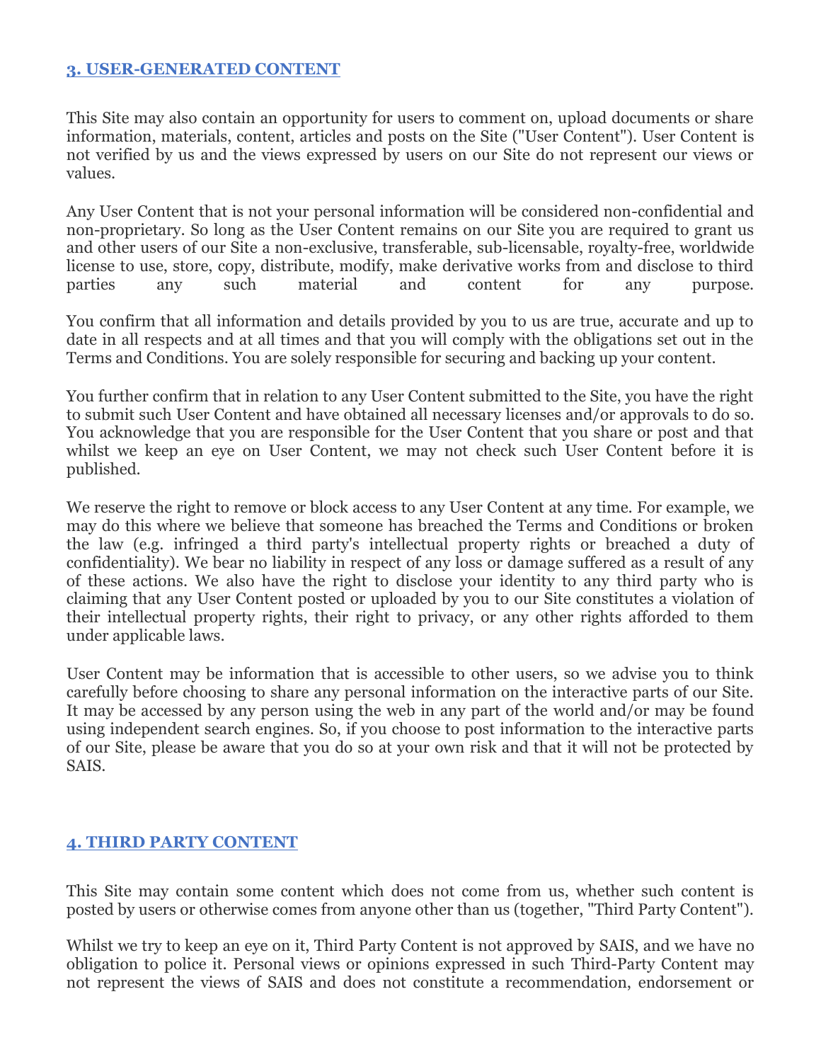## 3. USER-GENERATED CONTENT

This Site may also contain an opportunity for users to comment on, upload documents or share information, materials, content, articles and posts on the Site ("User Content"). User Content is not verified by us and the views expressed by users on our Site do not represent our views or values.

Any User Content that is not your personal information will be considered non-confidential and non-proprietary. So long as the User Content remains on our Site you are required to grant us and other users of our Site a non-exclusive, transferable, sub-licensable, royalty-free, worldwide license to use, store, copy, distribute, modify, make derivative works from and disclose to third parties any such material and content for any purpose.

You confirm that all information and details provided by you to us are true, accurate and up to date in all respects and at all times and that you will comply with the obligations set out in the Terms and Conditions. You are solely responsible for securing and backing up your content.

You further confirm that in relation to any User Content submitted to the Site, you have the right to submit such User Content and have obtained all necessary licenses and/or approvals to do so. You acknowledge that you are responsible for the User Content that you share or post and that whilst we keep an eye on User Content, we may not check such User Content before it is published.

We reserve the right to remove or block access to any User Content at any time. For example, we may do this where we believe that someone has breached the Terms and Conditions or broken the law (e.g. infringed a third party's intellectual property rights or breached a duty of confidentiality). We bear no liability in respect of any loss or damage suffered as a result of any of these actions. We also have the right to disclose your identity to any third party who is claiming that any User Content posted or uploaded by you to our Site constitutes a violation of their intellectual property rights, their right to privacy, or any other rights afforded to them under applicable laws.

User Content may be information that is accessible to other users, so we advise you to think carefully before choosing to share any personal information on the interactive parts of our Site. It may be accessed by any person using the web in any part of the world and/or may be found using independent search engines. So, if you choose to post information to the interactive parts of our Site, please be aware that you do so at your own risk and that it will not be protected by SAIS.

## 4. THIRD PARTY CONTENT

This Site may contain some content which does not come from us, whether such content is posted by users or otherwise comes from anyone other than us (together, "Third Party Content").

Whilst we try to keep an eye on it, Third Party Content is not approved by SAIS, and we have no obligation to police it. Personal views or opinions expressed in such Third-Party Content may not represent the views of SAIS and does not constitute a recommendation, endorsement or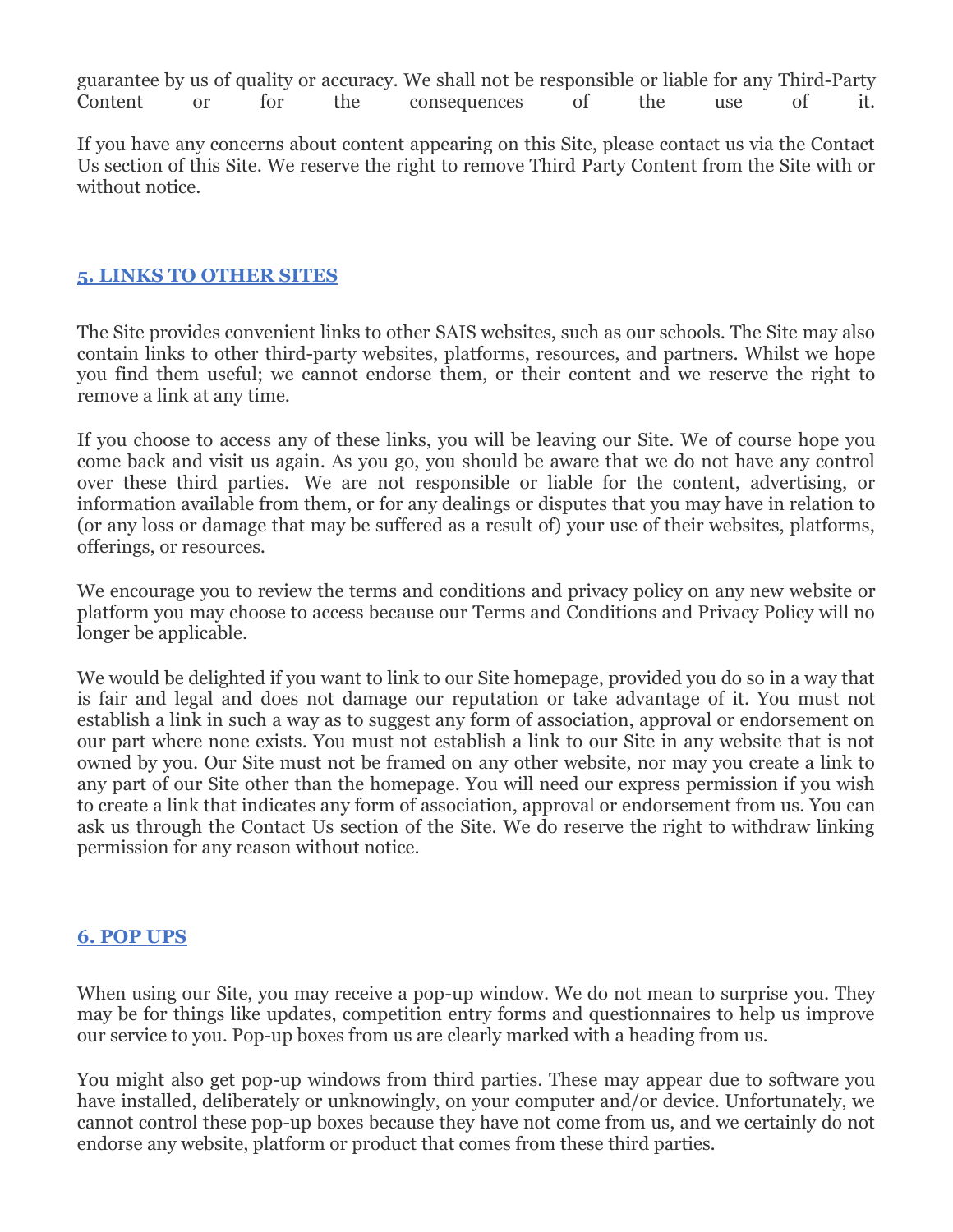guarantee by us of quality or accuracy. We shall not be responsible or liable for any Third-Party Content or for the consequences of the use of it.

If you have any concerns about content appearing on this Site, please contact us via the Contact Us section of this Site. We reserve the right to remove Third Party Content from the Site with or without notice.

## 5. LINKS TO OTHER SITES

The Site provides convenient links to other SAIS websites, such as our schools. The Site may also contain links to other third-party websites, platforms, resources, and partners. Whilst we hope you find them useful; we cannot endorse them, or their content and we reserve the right to remove a link at any time.

If you choose to access any of these links, you will be leaving our Site. We of course hope you come back and visit us again. As you go, you should be aware that we do not have any control over these third parties. We are not responsible or liable for the content, advertising, or information available from them, or for any dealings or disputes that you may have in relation to (or any loss or damage that may be suffered as a result of) your use of their websites, platforms, offerings, or resources.

We encourage you to review the terms and conditions and privacy policy on any new website or platform you may choose to access because our Terms and Conditions and Privacy Policy will no longer be applicable.

We would be delighted if you want to link to our Site homepage, provided you do so in a way that is fair and legal and does not damage our reputation or take advantage of it. You must not establish a link in such a way as to suggest any form of association, approval or endorsement on our part where none exists. You must not establish a link to our Site in any website that is not owned by you. Our Site must not be framed on any other website, nor may you create a link to any part of our Site other than the homepage. You will need our express permission if you wish to create a link that indicates any form of association, approval or endorsement from us. You can ask us through the Contact Us section of the Site. We do reserve the right to withdraw linking permission for any reason without notice.

## 6. POP UPS

When using our Site, you may receive a pop-up window. We do not mean to surprise you. They may be for things like updates, competition entry forms and questionnaires to help us improve our service to you. Pop-up boxes from us are clearly marked with a heading from us.

You might also get pop-up windows from third parties. These may appear due to software you have installed, deliberately or unknowingly, on your computer and/or device. Unfortunately, we cannot control these pop-up boxes because they have not come from us, and we certainly do not endorse any website, platform or product that comes from these third parties.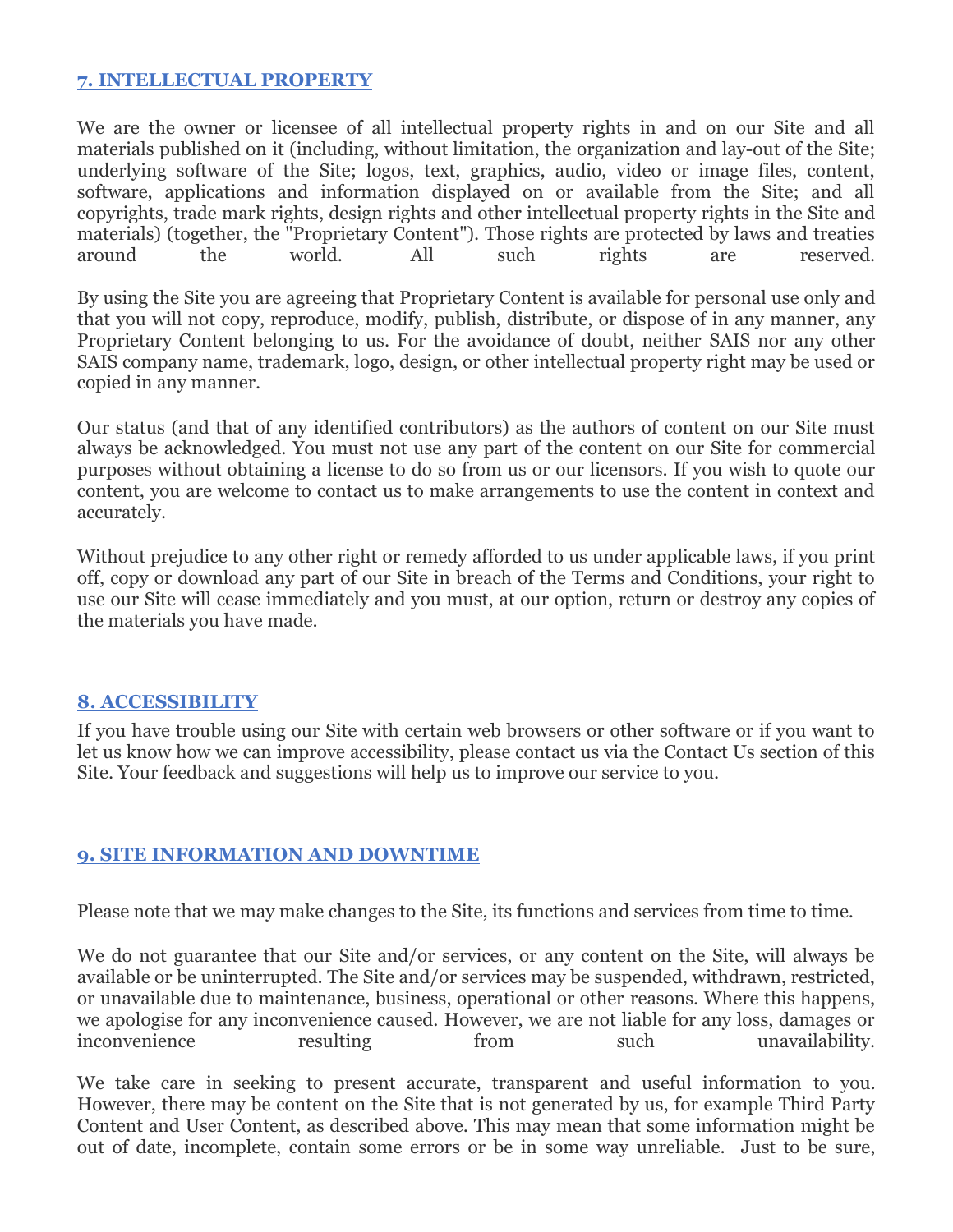## [7. INTELLECTUAL PROPERTY]

We are the owner or licensee of all intellectual property rights in and on our Site and all materials published on it (including, without limitation, the organization and lay-out of the Site; underlying software of the Site; logos, text, graphics, audio, video or image files, content, software, applications and information displayed on or available from the Site; and all copyrights, trade mark rights, design rights and other intellectual property rights in the Site and materials) (together, the "Proprietary Content"). Those rights are protected by laws and treaties around the world. All such rights are reserved.

By using the Site you are agreeing that Proprietary Content is available for personal use only and that you will not copy, reproduce, modify, publish, distribute, or dispose of in any manner, any Proprietary Content belonging to us. For the avoidance of doubt, neither SAIS nor any other SAIS company name, trademark, logo, design, or other intellectual property right may be used or copied in any manner.

Our status (and that of any identified contributors) as the authors of content on our Site must always be acknowledged. You must not use any part of the content on our Site for commercial purposes without obtaining a license to do so from us or our licensors. If you wish to quote our content, you are welcome to contact us to make arrangements to use the content in context and accurately.

Without prejudice to any other right or remedy afforded to us under applicable laws, if you print off, copy or download any part of our Site in breach of the Terms and Conditions, your right to use our Site will cease immediately and you must, at our option, return or destroy any copies of the materials you have made.

## 8. ACCESSIBILITY

If you have trouble using our Site with certain web browsers or other software or if you want to let us know how we can improve accessibility, please contact us via the Contact Us section of this Site. Your feedback and suggestions will help us to improve our service to you.

## 9. SITE INFORMATION AND DOWNTIME

Please note that we may make changes to the Site, its functions and services from time to time.

We do not guarantee that our Site and/or services, or any content on the Site, will always be available or be uninterrupted. The Site and/or services may be suspended, withdrawn, restricted, or unavailable due to maintenance, business, operational or other reasons. Where this happens, we apologise for any inconvenience caused. However, we are not liable for any loss, damages or inconvenience resulting from such unavailability.

We take care in seeking to present accurate, transparent and useful information to you. However, there may be content on the Site that is not generated by us, for example Third Party Content and User Content, as described above. This may mean that some information might be out of date, incomplete, contain some errors or be in some way unreliable. Just to be sure,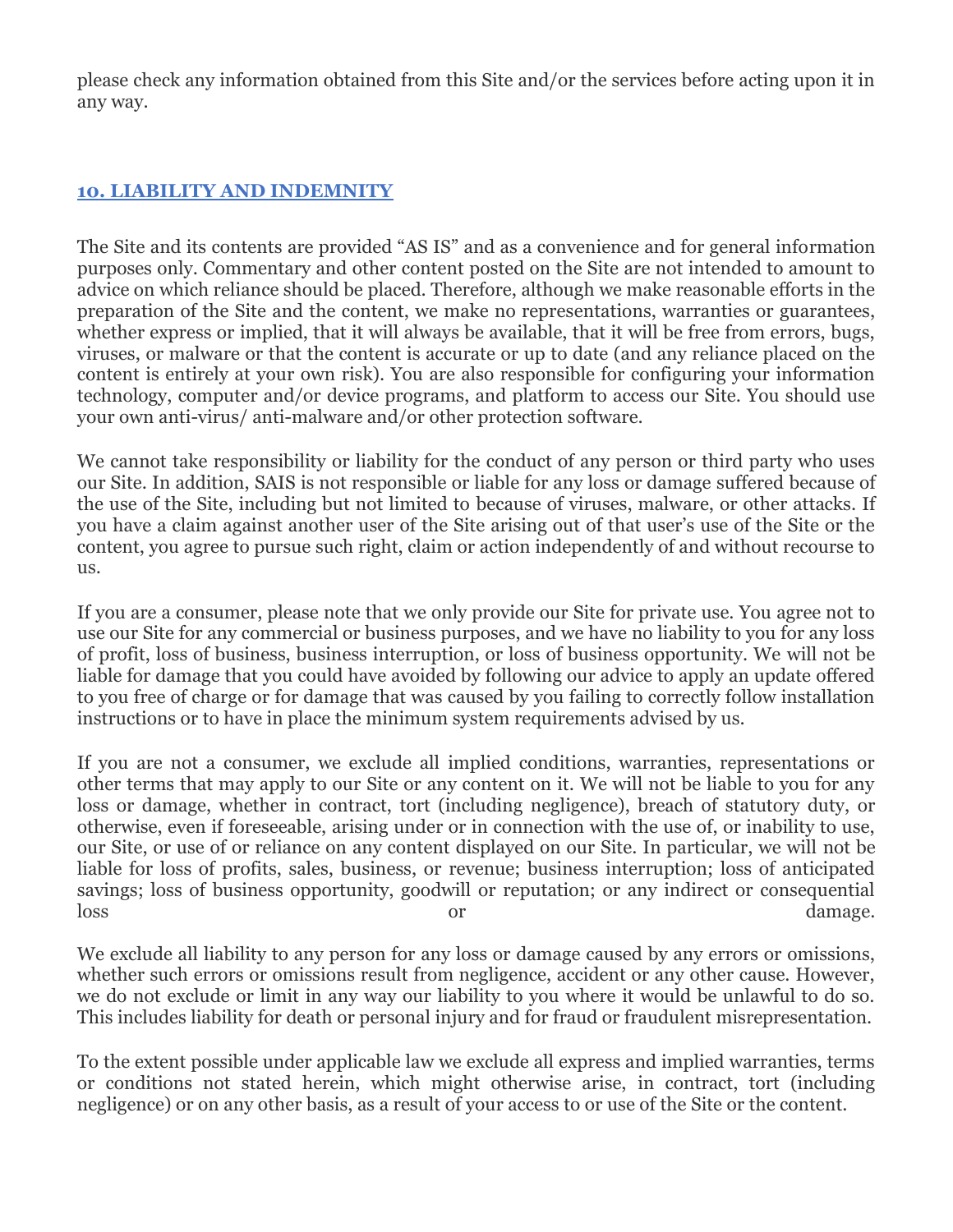please check any information obtained from this Site and/or the services before acting upon it in any way.

## 10. LIABILITY AND INDEMNITY

The Site and its contents are provided "AS IS" and as a convenience and for general information purposes only. Commentary and other content posted on the Site are not intended to amount to advice on which reliance should be placed. Therefore, although we make reasonable efforts in the preparation of the Site and the content, we make no representations, warranties or guarantees, whether express or implied, that it will always be available, that it will be free from errors, bugs, viruses, or malware or that the content is accurate or up to date (and any reliance placed on the content is entirely at your own risk). You are also responsible for configuring your information technology, computer and/or device programs, and platform to access our Site. You should use your own anti-virus/ anti-malware and/or other protection software.

We cannot take responsibility or liability for the conduct of any person or third party who uses our Site. In addition, SAIS is not responsible or liable for any loss or damage suffered because of the use of the Site, including but not limited to because of viruses, malware, or other attacks. If you have a claim against another user of the Site arising out of that user's use of the Site or the content, you agree to pursue such right, claim or action independently of and without recourse to us.

If you are a consumer, please note that we only provide our Site for private use. You agree not to use our Site for any commercial or business purposes, and we have no liability to you for any loss of profit, loss of business, business interruption, or loss of business opportunity. We will not be liable for damage that you could have avoided by following our advice to apply an update offered to you free of charge or for damage that was caused by you failing to correctly follow installation instructions or to have in place the minimum system requirements advised by us.

If you are not a consumer, we exclude all implied conditions, warranties, representations or other terms that may apply to our Site or any content on it. We will not be liable to you for any loss or damage, whether in contract, tort (including negligence), breach of statutory duty, or otherwise, even if foreseeable, arising under or in connection with the use of, or inability to use, our Site, or use of or reliance on any content displayed on our Site. In particular, we will not be liable for loss of profits, sales, business, or revenue; business interruption; loss of anticipated savings; loss of business opportunity, goodwill or reputation; or any indirect or consequential loss or damage.

We exclude all liability to any person for any loss or damage caused by any errors or omissions, whether such errors or omissions result from negligence, accident or any other cause. However, we do not exclude or limit in any way our liability to you where it would be unlawful to do so. This includes liability for death or personal injury and for fraud or fraudulent misrepresentation.

To the extent possible under applicable law we exclude all express and implied warranties, terms or conditions not stated herein, which might otherwise arise, in contract, tort (including negligence) or on any other basis, as a result of your access to or use of the Site or the content.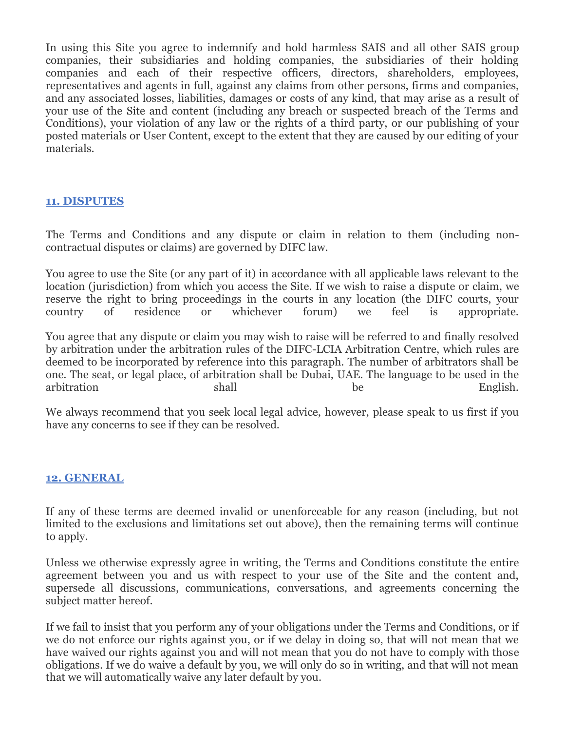In using this Site you agree to indemnify and hold harmless SAIS and all other SAIS group companies, their subsidiaries and holding companies, the subsidiaries of their holding companies and each of their respective officers, directors, shareholders, employees, representatives and agents in full, against any claims from other persons, firms and companies, and any associated losses, liabilities, damages or costs of any kind, that may arise as a result of your use of the Site and content (including any breach or suspected breach of the Terms and Conditions), your violation of any law or the rights of a third party, or our publishing of your posted materials or User Content, except to the extent that they are caused by our editing of your materials.

## 11. DISPUTES

The Terms and Conditions and any dispute or claim in relation to them (including non-contractual disputes or claims) are governed by DIFC law.

You agree to use the Site (or any part of it) in accordance with all applicable laws relevant to the location (jurisdiction) from which you access the Site. If we wish to raise a dispute or claim, we reserve the right to bring proceedings in the courts in any location (the DIFC courts, your country of residence or whichever forum) we feel is appropriate.

You agree that any dispute or claim you may wish to raise will be referred to and finally resolved by arbitration under the arbitration rules of the DIFC-LCIA Arbitration Centre, which rules are deemed to be incorporated by reference into this paragraph. The number of arbitrators shall be one. The seat, or legal place, of arbitration shall be Dubai, UAE. The language to be used in the arbitration shall be English.

We always recommend that you seek local legal advice, however, please speak to us first if you have any concerns to see if they can be resolved.

## 12. GENERAL

If any of these terms are deemed invalid or unenforceable for any reason (including, but not limited to the exclusions and limitations set out above), then the remaining terms will continue to apply.

Unless we otherwise expressly agree in writing, the Terms and Conditions constitute the entire agreement between you and us with respect to your use of the Site and the content and, supersede all discussions, communications, conversations, and agreements concerning the subject matter hereof.

If we fail to insist that you perform any of your obligations under the Terms and Conditions, or if we do not enforce our rights against you, or if we delay in doing so, that will not mean that we have waived our rights against you and will not mean that you do not have to comply with those obligations. If we do waive a default by you, we will only do so in writing, and that will not mean that we will automatically waive any later default by you.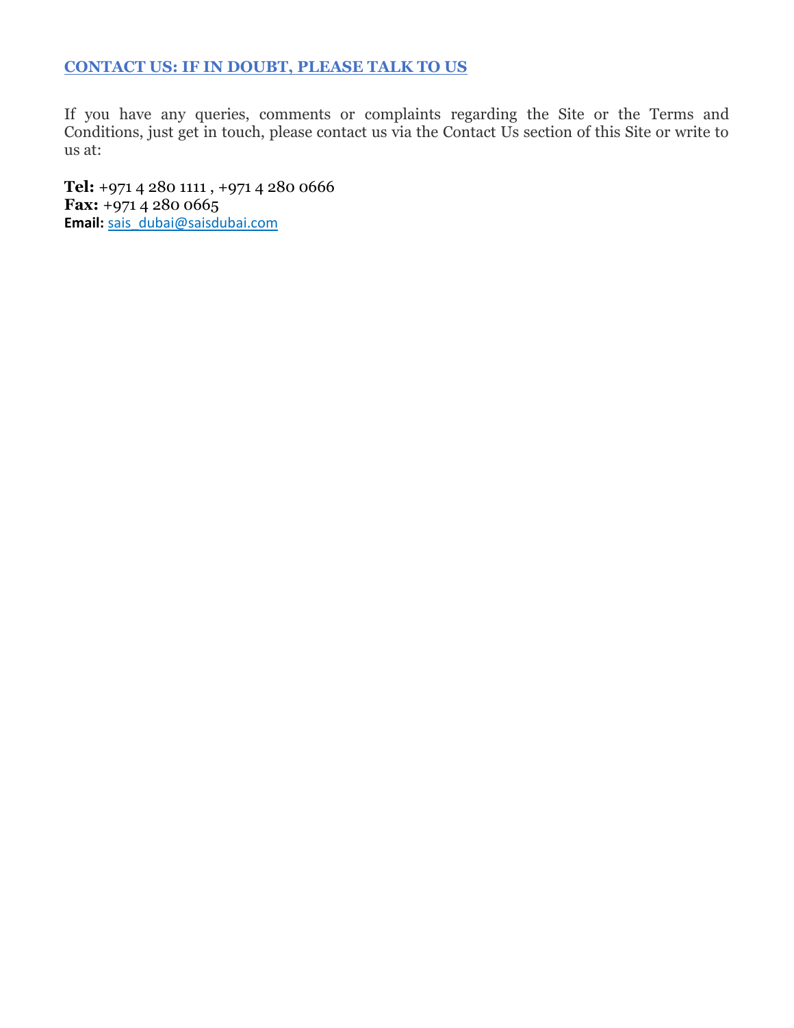## CONTACT US: IF IN DOUBT, PLEASE TALK TO US

If you have any queries, comments or complaints regarding the Site or the Terms and Conditions, just get in touch, please contact us via the Contact Us section of this Site or write to us at:

**Tel:** +971 4 280 1111 , +971 4 280 0666
**Fax:** +971 4 280 0665
**Email:** sais_dubai@saisdubai.com